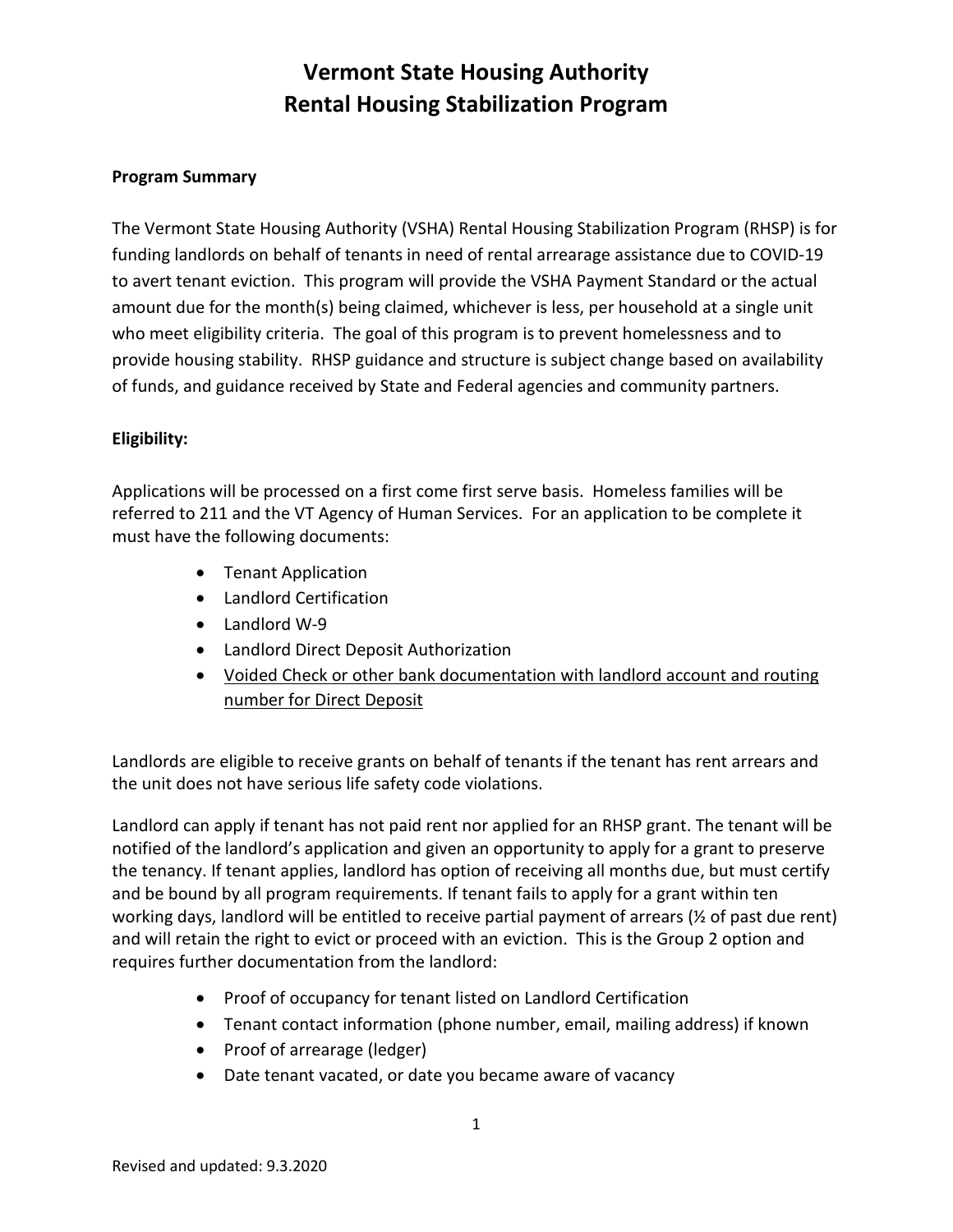# Vermont State Housing Authority
# Rental Housing Stabilization Program

**Program Summary**

The Vermont State Housing Authority (VSHA) Rental Housing Stabilization Program (RHSP) is for funding landlords on behalf of tenants in need of rental arrearage assistance due to COVID-19 to avert tenant eviction. This program will provide the VSHA Payment Standard or the actual amount due for the month(s) being claimed, whichever is less, per household at a single unit who meet eligibility criteria. The goal of this program is to prevent homelessness and to provide housing stability. RHSP guidance and structure is subject change based on availability of funds, and guidance received by State and Federal agencies and community partners.

**Eligibility:**

Applications will be processed on a first come first serve basis. Homeless families will be referred to 211 and the VT Agency of Human Services. For an application to be complete it must have the following documents:

- Tenant Application
- Landlord Certification
- Landlord W-9
- Landlord Direct Deposit Authorization
- <u>Voided Check or other bank documentation with landlord account and routing number for Direct Deposit</u>

Landlords are eligible to receive grants on behalf of tenants if the tenant has rent arrears and the unit does not have serious life safety code violations.

Landlord can apply if tenant has not paid rent nor applied for an RHSP grant. The tenant will be notified of the landlord's application and given an opportunity to apply for a grant to preserve the tenancy. If tenant applies, landlord has option of receiving all months due, but must certify and be bound by all program requirements. If tenant fails to apply for a grant within ten working days, landlord will be entitled to receive partial payment of arrears (½ of past due rent) and will retain the right to evict or proceed with an eviction. This is the Group 2 option and requires further documentation from the landlord:

- Proof of occupancy for tenant listed on Landlord Certification
- Tenant contact information (phone number, email, mailing address) if known
- Proof of arrearage (ledger)
- Date tenant vacated, or date you became aware of vacancy

Revised and updated: 9.3.2020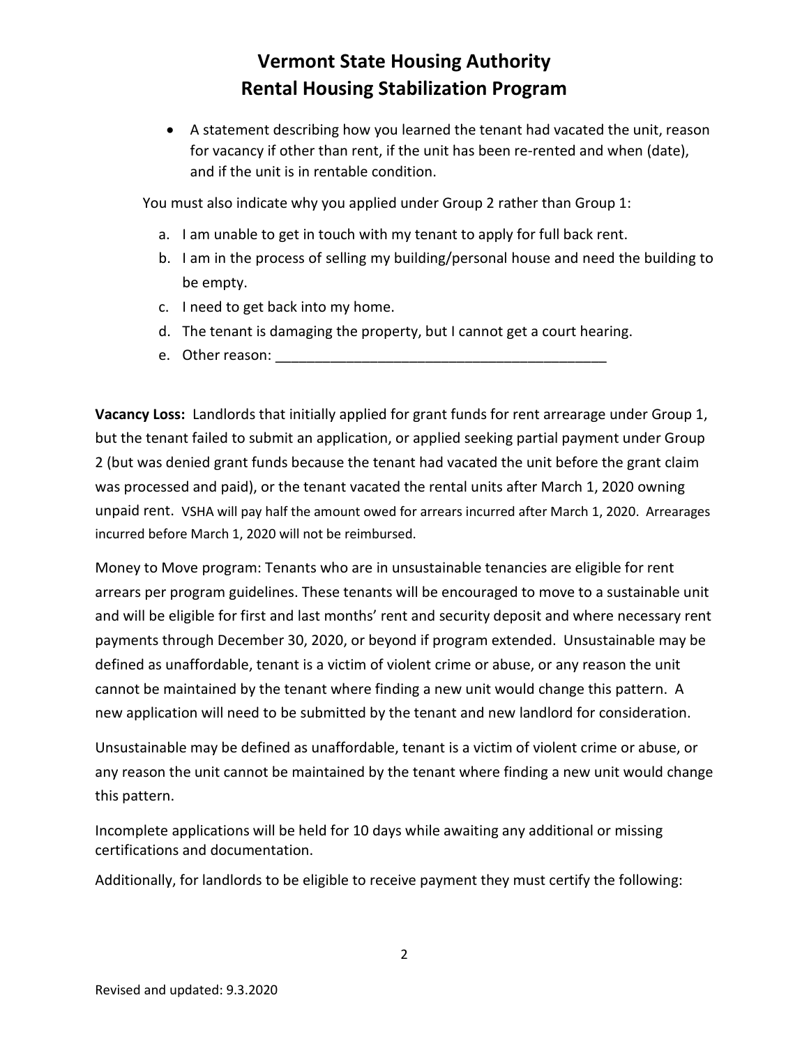# Vermont State Housing Authority
# Rental Housing Stabilization Program

- A statement describing how you learned the tenant had vacated the unit, reason for vacancy if other than rent, if the unit has been re-rented and when (date), and if the unit is in rentable condition.

You must also indicate why you applied under Group 2 rather than Group 1:

a. I am unable to get in touch with my tenant to apply for full back rent.
b. I am in the process of selling my building/personal house and need the building to be empty.
c. I need to get back into my home.
d. The tenant is damaging the property, but I cannot get a court hearing.
e. Other reason: ___________________________________________

**Vacancy Loss:** Landlords that initially applied for grant funds for rent arrearage under Group 1, but the tenant failed to submit an application, or applied seeking partial payment under Group 2 (but was denied grant funds because the tenant had vacated the unit before the grant claim was processed and paid), or the tenant vacated the rental units after March 1, 2020 owning unpaid rent. VSHA will pay half the amount owed for arrears incurred after March 1, 2020. Arrearages incurred before March 1, 2020 will not be reimbursed.

Money to Move program: Tenants who are in unsustainable tenancies are eligible for rent arrears per program guidelines. These tenants will be encouraged to move to a sustainable unit and will be eligible for first and last months' rent and security deposit and where necessary rent payments through December 30, 2020, or beyond if program extended. Unsustainable may be defined as unaffordable, tenant is a victim of violent crime or abuse, or any reason the unit cannot be maintained by the tenant where finding a new unit would change this pattern. A new application will need to be submitted by the tenant and new landlord for consideration.

Unsustainable may be defined as unaffordable, tenant is a victim of violent crime or abuse, or any reason the unit cannot be maintained by the tenant where finding a new unit would change this pattern.

Incomplete applications will be held for 10 days while awaiting any additional or missing certifications and documentation.

Additionally, for landlords to be eligible to receive payment they must certify the following:

Revised and updated: 9.3.2020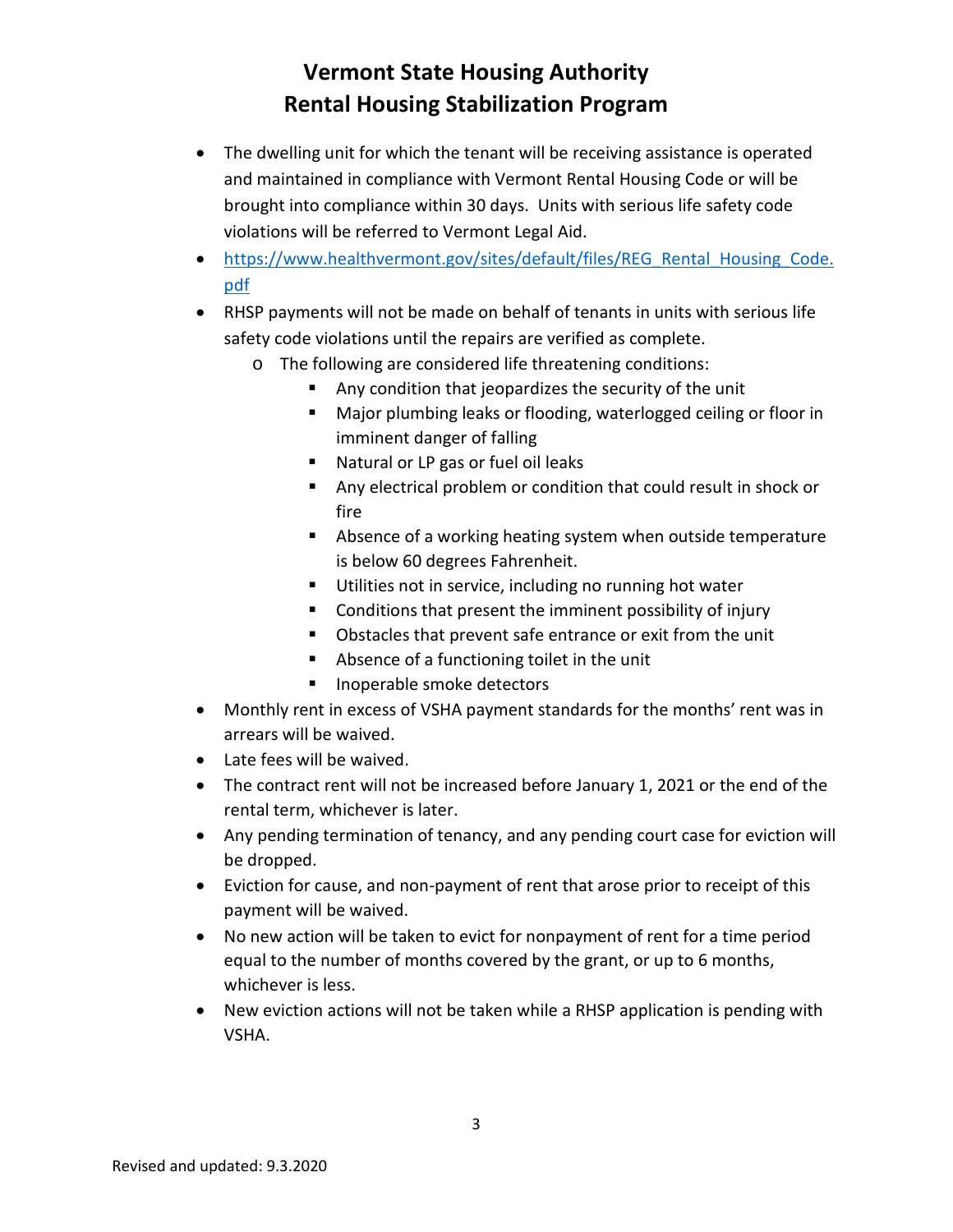# Vermont State Housing Authority
## Rental Housing Stabilization Program

- The dwelling unit for which the tenant will be receiving assistance is operated and maintained in compliance with Vermont Rental Housing Code or will be brought into compliance within 30 days. Units with serious life safety code violations will be referred to Vermont Legal Aid.
- https://www.healthvermont.gov/sites/default/files/REG_Rental_Housing_Code.pdf
- RHSP payments will not be made on behalf of tenants in units with serious life safety code violations until the repairs are verified as complete.
    - The following are considered life threatening conditions:
        - Any condition that jeopardizes the security of the unit
        - Major plumbing leaks or flooding, waterlogged ceiling or floor in imminent danger of falling
        - Natural or LP gas or fuel oil leaks
        - Any electrical problem or condition that could result in shock or fire
        - Absence of a working heating system when outside temperature is below 60 degrees Fahrenheit.
        - Utilities not in service, including no running hot water
        - Conditions that present the imminent possibility of injury
        - Obstacles that prevent safe entrance or exit from the unit
        - Absence of a functioning toilet in the unit
        - Inoperable smoke detectors
- Monthly rent in excess of VSHA payment standards for the months' rent was in arrears will be waived.
- Late fees will be waived.
- The contract rent will not be increased before January 1, 2021 or the end of the rental term, whichever is later.
- Any pending termination of tenancy, and any pending court case for eviction will be dropped.
- Eviction for cause, and non-payment of rent that arose prior to receipt of this payment will be waived.
- No new action will be taken to evict for nonpayment of rent for a time period equal to the number of months covered by the grant, or up to 6 months, whichever is less.
- New eviction actions will not be taken while a RHSP application is pending with VSHA.

Revised and updated: 9.3.2020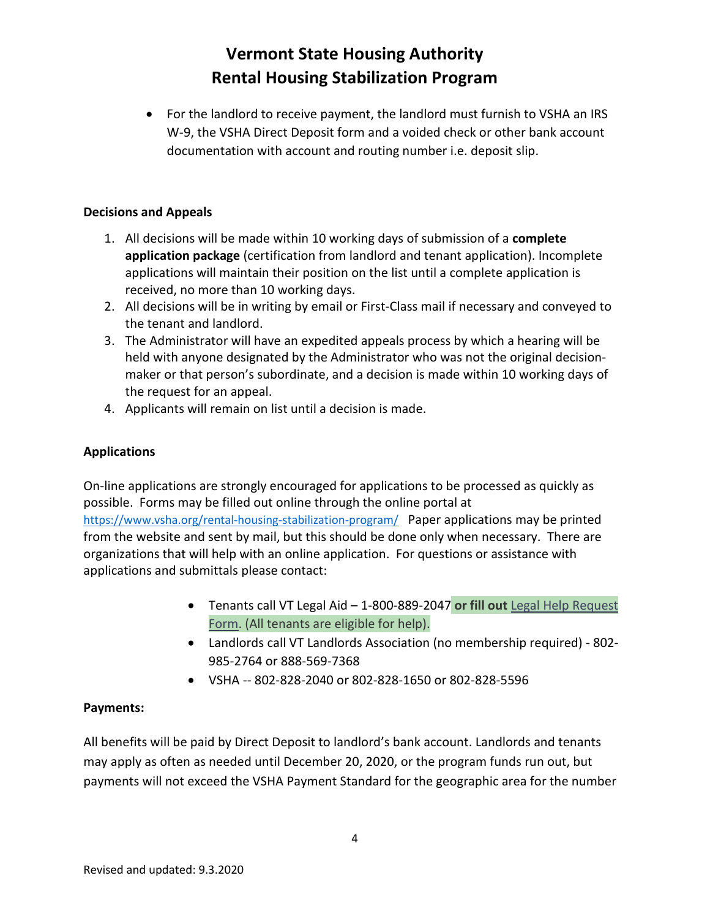- For the landlord to receive payment, the landlord must furnish to VSHA an IRS W-9, the VSHA Direct Deposit form and a voided check or other bank account documentation with account and routing number i.e. deposit slip.

**Decisions and Appeals**

1. All decisions will be made within 10 working days of submission of a **complete application package** (certification from landlord and tenant application). Incomplete applications will maintain their position on the list until a complete application is received, no more than 10 working days.
2. All decisions will be in writing by email or First-Class mail if necessary and conveyed to the tenant and landlord.
3. The Administrator will have an expedited appeals process by which a hearing will be held with anyone designated by the Administrator who was not the original decision-maker or that person's subordinate, and a decision is made within 10 working days of the request for an appeal.
4. Applicants will remain on list until a decision is made.

**Applications**

On-line applications are strongly encouraged for applications to be processed as quickly as possible. Forms may be filled out online through the online portal at https://www.vsha.org/rental-housing-stabilization-program/ Paper applications may be printed from the website and sent by mail, but this should be done only when necessary. There are organizations that will help with an online application. For questions or assistance with applications and submittals please contact:

- Tenants call VT Legal Aid – 1-800-889-2047 **or fill out** Legal Help Request Form. (All tenants are eligible for help).
- Landlords call VT Landlords Association (no membership required) - 802-985-2764 or 888-569-7368
- VSHA -- 802-828-2040 or 802-828-1650 or 802-828-5596

**Payments:**

All benefits will be paid by Direct Deposit to landlord's bank account. Landlords and tenants may apply as often as needed until December 20, 2020, or the program funds run out, but payments will not exceed the VSHA Payment Standard for the geographic area for the number

Revised and updated: 9.3.2020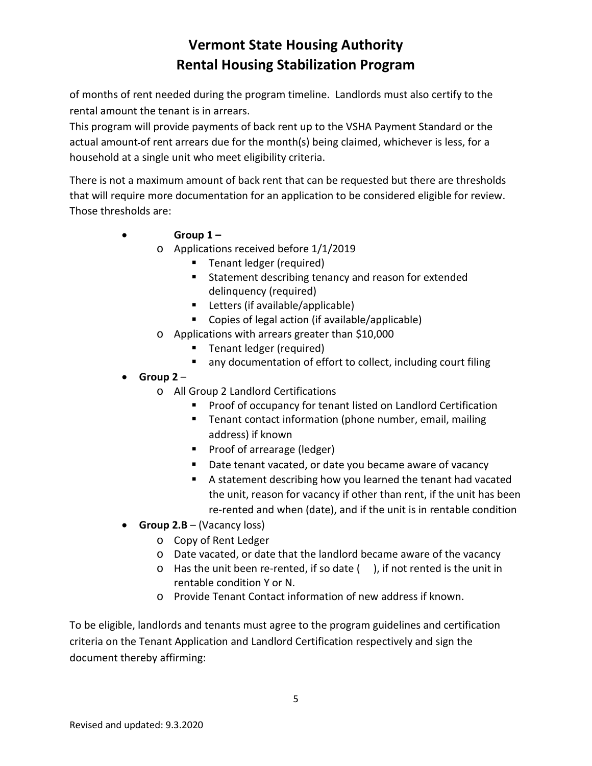of months of rent needed during the program timeline. Landlords must also certify to the rental amount the tenant is in arrears.
This program will provide payments of back rent up to the VSHA Payment Standard or the actual amount of rent arrears due for the month(s) being claimed, whichever is less, for a household at a single unit who meet eligibility criteria.

There is not a maximum amount of back rent that can be requested but there are thresholds that will require more documentation for an application to be considered eligible for review. Those thresholds are:

- **Group 1 –**
  - Applications received before 1/1/2019
    - Tenant ledger (required)
    - Statement describing tenancy and reason for extended delinquency (required)
    - Letters (if available/applicable)
    - Copies of legal action (if available/applicable)
  - Applications with arrears greater than $10,000
    - Tenant ledger (required)
    - any documentation of effort to collect, including court filing
- **Group 2** –
  - All Group 2 Landlord Certifications
    - Proof of occupancy for tenant listed on Landlord Certification
    - Tenant contact information (phone number, email, mailing address) if known
    - Proof of arrearage (ledger)
    - Date tenant vacated, or date you became aware of vacancy
    - A statement describing how you learned the tenant had vacated the unit, reason for vacancy if other than rent, if the unit has been re-rented and when (date), and if the unit is in rentable condition
- **Group 2.B** – (Vacancy loss)
  - Copy of Rent Ledger
  - Date vacated, or date that the landlord became aware of the vacancy
  - Has the unit been re-rented, if so date (   ), if not rented is the unit in rentable condition Y or N.
  - Provide Tenant Contact information of new address if known.

To be eligible, landlords and tenants must agree to the program guidelines and certification criteria on the Tenant Application and Landlord Certification respectively and sign the document thereby affirming: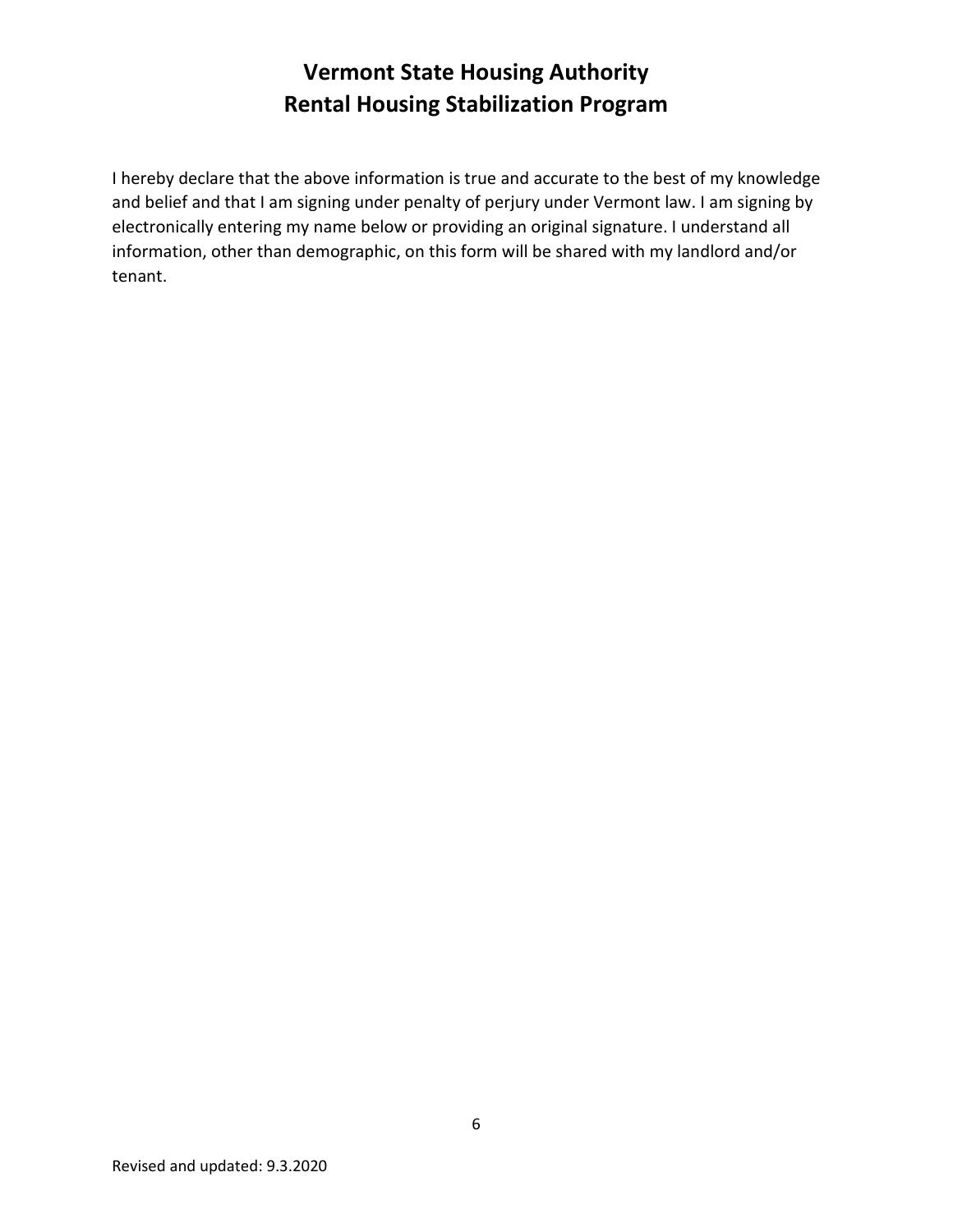# Vermont State Housing Authority
# Rental Housing Stabilization Program

I hereby declare that the above information is true and accurate to the best of my knowledge and belief and that I am signing under penalty of perjury under Vermont law. I am signing by electronically entering my name below or providing an original signature. I understand all information, other than demographic, on this form will be shared with my landlord and/or tenant.

Revised and updated: 9.3.2020